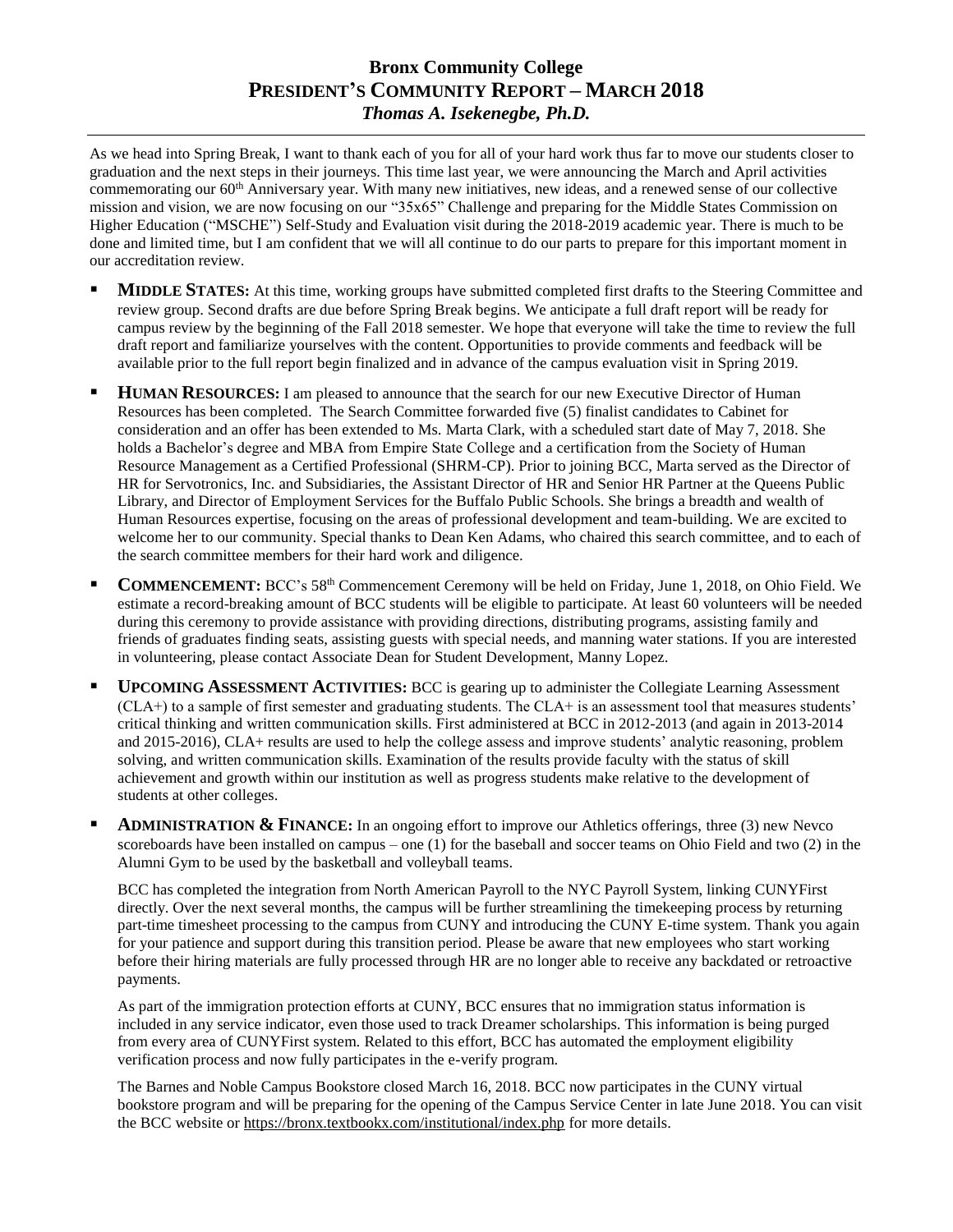# Bronx Community College
## President's Community Report – March 2018
### *Thomas A. Isekenegbe, Ph.D.*

As we head into Spring Break, I want to thank each of you for all of your hard work thus far to move our students closer to graduation and the next steps in their journeys. This time last year, we were announcing the March and April activities commemorating our 60th Anniversary year. With many new initiatives, new ideas, and a renewed sense of our collective mission and vision, we are now focusing on our "35x65" Challenge and preparing for the Middle States Commission on Higher Education ("MSCHE") Self-Study and Evaluation visit during the 2018-2019 academic year. There is much to be done and limited time, but I am confident that we will all continue to do our parts to prepare for this important moment in our accreditation review.

- **MIDDLE STATES:** At this time, working groups have submitted completed first drafts to the Steering Committee and review group. Second drafts are due before Spring Break begins. We anticipate a full draft report will be ready for campus review by the beginning of the Fall 2018 semester. We hope that everyone will take the time to review the full draft report and familiarize yourselves with the content. Opportunities to provide comments and feedback will be available prior to the full report begin finalized and in advance of the campus evaluation visit in Spring 2019.

- **HUMAN RESOURCES:** I am pleased to announce that the search for our new Executive Director of Human Resources has been completed. The Search Committee forwarded five (5) finalist candidates to Cabinet for consideration and an offer has been extended to Ms. Marta Clark, with a scheduled start date of May 7, 2018. She holds a Bachelor's degree and MBA from Empire State College and a certification from the Society of Human Resource Management as a Certified Professional (SHRM-CP). Prior to joining BCC, Marta served as the Director of HR for Servotronics, Inc. and Subsidiaries, the Assistant Director of HR and Senior HR Partner at the Queens Public Library, and Director of Employment Services for the Buffalo Public Schools. She brings a breadth and wealth of Human Resources expertise, focusing on the areas of professional development and team-building. We are excited to welcome her to our community. Special thanks to Dean Ken Adams, who chaired this search committee, and to each of the search committee members for their hard work and diligence.

- **COMMENCEMENT:** BCC's 58th Commencement Ceremony will be held on Friday, June 1, 2018, on Ohio Field. We estimate a record-breaking amount of BCC students will be eligible to participate. At least 60 volunteers will be needed during this ceremony to provide assistance with providing directions, distributing programs, assisting family and friends of graduates finding seats, assisting guests with special needs, and manning water stations. If you are interested in volunteering, please contact Associate Dean for Student Development, Manny Lopez.

- **UPCOMING ASSESSMENT ACTIVITIES:** BCC is gearing up to administer the Collegiate Learning Assessment (CLA+) to a sample of first semester and graduating students. The CLA+ is an assessment tool that measures students' critical thinking and written communication skills. First administered at BCC in 2012-2013 (and again in 2013-2014 and 2015-2016), CLA+ results are used to help the college assess and improve students' analytic reasoning, problem solving, and written communication skills. Examination of the results provide faculty with the status of skill achievement and growth within our institution as well as progress students make relative to the development of students at other colleges.

- **ADMINISTRATION & FINANCE:** In an ongoing effort to improve our Athletics offerings, three (3) new Nevco scoreboards have been installed on campus – one (1) for the baseball and soccer teams on Ohio Field and two (2) in the Alumni Gym to be used by the basketball and volleyball teams.

  BCC has completed the integration from North American Payroll to the NYC Payroll System, linking CUNYFirst directly. Over the next several months, the campus will be further streamlining the timekeeping process by returning part-time timesheet processing to the campus from CUNY and introducing the CUNY E-time system. Thank you again for your patience and support during this transition period. Please be aware that new employees who start working before their hiring materials are fully processed through HR are no longer able to receive any backdated or retroactive payments.

  As part of the immigration protection efforts at CUNY, BCC ensures that no immigration status information is included in any service indicator, even those used to track Dreamer scholarships. This information is being purged from every area of CUNYFirst system. Related to this effort, BCC has automated the employment eligibility verification process and now fully participates in the e-verify program.

  The Barnes and Noble Campus Bookstore closed March 16, 2018. BCC now participates in the CUNY virtual bookstore program and will be preparing for the opening of the Campus Service Center in late June 2018. You can visit the BCC website or https://bronx.textbookx.com/institutional/index.php for more details.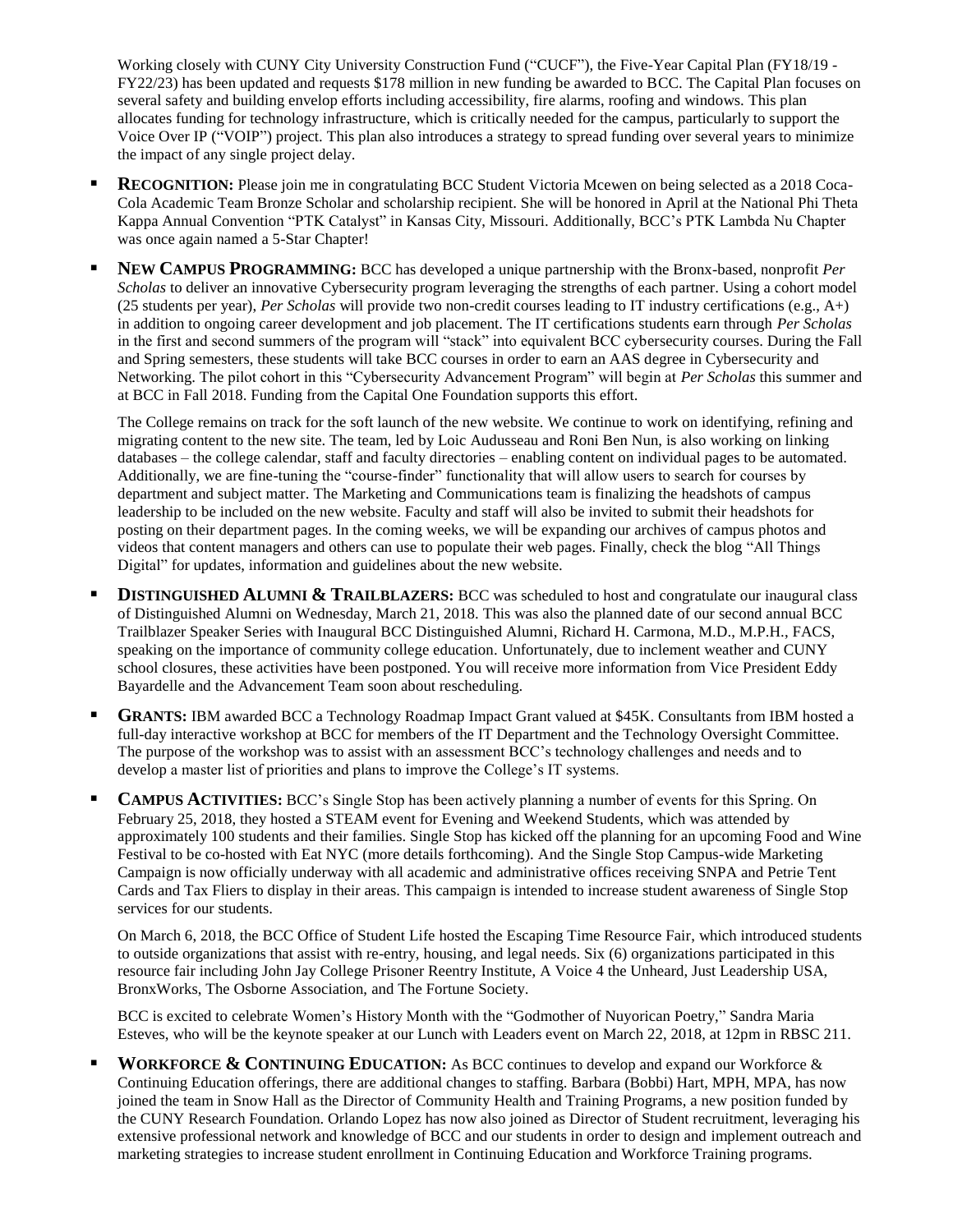Working closely with CUNY City University Construction Fund ("CUCF"), the Five-Year Capital Plan (FY18/19 - FY22/23) has been updated and requests $178 million in new funding be awarded to BCC. The Capital Plan focuses on several safety and building envelop efforts including accessibility, fire alarms, roofing and windows. This plan allocates funding for technology infrastructure, which is critically needed for the campus, particularly to support the Voice Over IP ("VOIP") project. This plan also introduces a strategy to spread funding over several years to minimize the impact of any single project delay.

- **RECOGNITION:** Please join me in congratulating BCC Student Victoria Mcewen on being selected as a 2018 Coca-Cola Academic Team Bronze Scholar and scholarship recipient. She will be honored in April at the National Phi Theta Kappa Annual Convention "PTK Catalyst" in Kansas City, Missouri. Additionally, BCC's PTK Lambda Nu Chapter was once again named a 5-Star Chapter!

- **NEW CAMPUS PROGRAMMING:** BCC has developed a unique partnership with the Bronx-based, nonprofit *Per Scholas* to deliver an innovative Cybersecurity program leveraging the strengths of each partner. Using a cohort model (25 students per year), *Per Scholas* will provide two non-credit courses leading to IT industry certifications (e.g., A+) in addition to ongoing career development and job placement. The IT certifications students earn through *Per Scholas* in the first and second summers of the program will "stack" into equivalent BCC cybersecurity courses. During the Fall and Spring semesters, these students will take BCC courses in order to earn an AAS degree in Cybersecurity and Networking. The pilot cohort in this "Cybersecurity Advancement Program" will begin at *Per Scholas* this summer and at BCC in Fall 2018. Funding from the Capital One Foundation supports this effort.

  The College remains on track for the soft launch of the new website. We continue to work on identifying, refining and migrating content to the new site. The team, led by Loic Audusseau and Roni Ben Nun, is also working on linking databases – the college calendar, staff and faculty directories – enabling content on individual pages to be automated. Additionally, we are fine-tuning the "course-finder" functionality that will allow users to search for courses by department and subject matter. The Marketing and Communications team is finalizing the headshots of campus leadership to be included on the new website. Faculty and staff will also be invited to submit their headshots for posting on their department pages. In the coming weeks, we will be expanding our archives of campus photos and videos that content managers and others can use to populate their web pages. Finally, check the blog "All Things Digital" for updates, information and guidelines about the new website.

- **DISTINGUISHED ALUMNI & TRAILBLAZERS:** BCC was scheduled to host and congratulate our inaugural class of Distinguished Alumni on Wednesday, March 21, 2018. This was also the planned date of our second annual BCC Trailblazer Speaker Series with Inaugural BCC Distinguished Alumni, Richard H. Carmona, M.D., M.P.H., FACS, speaking on the importance of community college education. Unfortunately, due to inclement weather and CUNY school closures, these activities have been postponed. You will receive more information from Vice President Eddy Bayardelle and the Advancement Team soon about rescheduling.

- **GRANTS:** IBM awarded BCC a Technology Roadmap Impact Grant valued at $45K. Consultants from IBM hosted a full-day interactive workshop at BCC for members of the IT Department and the Technology Oversight Committee. The purpose of the workshop was to assist with an assessment BCC's technology challenges and needs and to develop a master list of priorities and plans to improve the College's IT systems.

- **CAMPUS ACTIVITIES:** BCC's Single Stop has been actively planning a number of events for this Spring. On February 25, 2018, they hosted a STEAM event for Evening and Weekend Students, which was attended by approximately 100 students and their families. Single Stop has kicked off the planning for an upcoming Food and Wine Festival to be co-hosted with Eat NYC (more details forthcoming). And the Single Stop Campus-wide Marketing Campaign is now officially underway with all academic and administrative offices receiving SNPA and Petrie Tent Cards and Tax Fliers to display in their areas. This campaign is intended to increase student awareness of Single Stop services for our students.

  On March 6, 2018, the BCC Office of Student Life hosted the Escaping Time Resource Fair, which introduced students to outside organizations that assist with re-entry, housing, and legal needs. Six (6) organizations participated in this resource fair including John Jay College Prisoner Reentry Institute, A Voice 4 the Unheard, Just Leadership USA, BronxWorks, The Osborne Association, and The Fortune Society.

  BCC is excited to celebrate Women's History Month with the "Godmother of Nuyorican Poetry," Sandra Maria Esteves, who will be the keynote speaker at our Lunch with Leaders event on March 22, 2018, at 12pm in RBSC 211.

- **WORKFORCE & CONTINUING EDUCATION:** As BCC continues to develop and expand our Workforce & Continuing Education offerings, there are additional changes to staffing. Barbara (Bobbi) Hart, MPH, MPA, has now joined the team in Snow Hall as the Director of Community Health and Training Programs, a new position funded by the CUNY Research Foundation. Orlando Lopez has now also joined as Director of Student recruitment, leveraging his extensive professional network and knowledge of BCC and our students in order to design and implement outreach and marketing strategies to increase student enrollment in Continuing Education and Workforce Training programs.